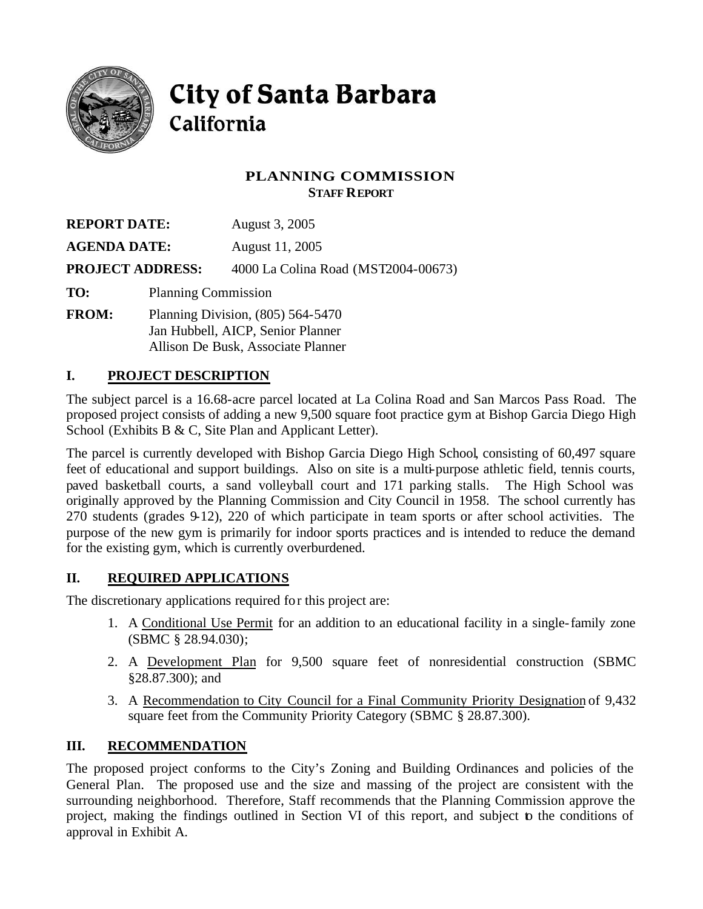# City of Santa Barbara
## California

## PLANNING COMMISSION
### STAFF REPORT

**REPORT DATE:** August 3, 2005

**AGENDA DATE:** August 11, 2005

**PROJECT ADDRESS:** 4000 La Colina Road (MST2004-00673)

**TO:** Planning Commission

**FROM:** Planning Division, (805) 564-5470
Jan Hubbell, AICP, Senior Planner
Allison De Busk, Associate Planner

## I. PROJECT DESCRIPTION

The subject parcel is a 16.68-acre parcel located at La Colina Road and San Marcos Pass Road. The proposed project consists of adding a new 9,500 square foot practice gym at Bishop Garcia Diego High School (Exhibits B & C, Site Plan and Applicant Letter).

The parcel is currently developed with Bishop Garcia Diego High School, consisting of 60,497 square feet of educational and support buildings. Also on site is a multi-purpose athletic field, tennis courts, paved basketball courts, a sand volleyball court and 171 parking stalls. The High School was originally approved by the Planning Commission and City Council in 1958. The school currently has 270 students (grades 9-12), 220 of which participate in team sports or after school activities. The purpose of the new gym is primarily for indoor sports practices and is intended to reduce the demand for the existing gym, which is currently overburdened.

## II. REQUIRED APPLICATIONS

The discretionary applications required for this project are:

1. A Conditional Use Permit for an addition to an educational facility in a single-family zone (SBMC § 28.94.030);
2. A Development Plan for 9,500 square feet of nonresidential construction (SBMC §28.87.300); and
3. A Recommendation to City Council for a Final Community Priority Designation of 9,432 square feet from the Community Priority Category (SBMC § 28.87.300).

## III. RECOMMENDATION

The proposed project conforms to the City's Zoning and Building Ordinances and policies of the General Plan. The proposed use and the size and massing of the project are consistent with the surrounding neighborhood. Therefore, Staff recommends that the Planning Commission approve the project, making the findings outlined in Section VI of this report, and subject to the conditions of approval in Exhibit A.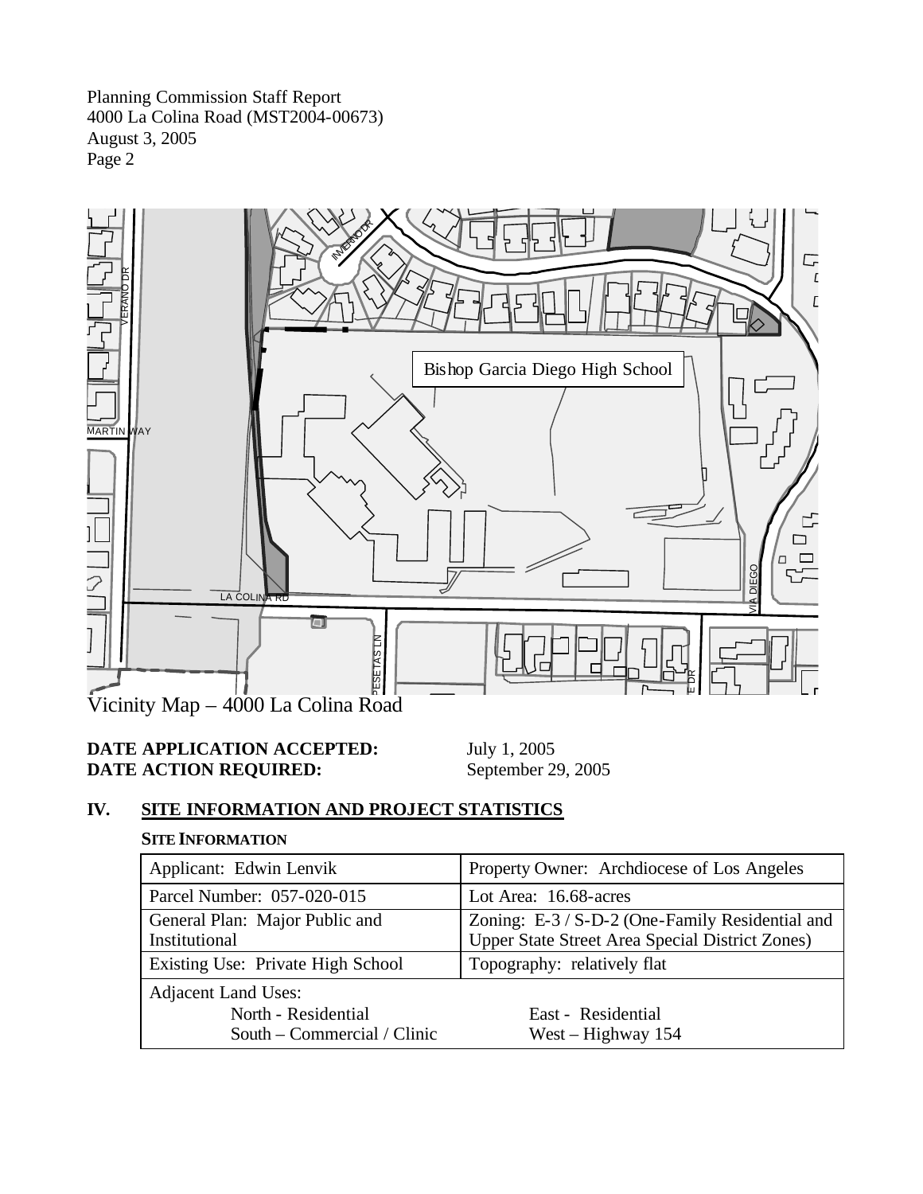Vicinity Map – 4000 La Colina Road

**DATE APPLICATION ACCEPTED:** July 1, 2005
**DATE ACTION REQUIRED:** September 29, 2005

## IV. SITE INFORMATION AND PROJECT STATISTICS

### SITE INFORMATION

| Applicant: Edwin Lenvik | Property Owner: Archdiocese of Los Angeles |
|---|---|
| Parcel Number: 057-020-015 | Lot Area: 16.68-acres |
| General Plan: Major Public and Institutional | Zoning: E-3 / S-D-2 (One-Family Residential and Upper State Street Area Special District Zones) |
| Existing Use: Private High School | Topography: relatively flat |
| Adjacent Land Uses: North - Residential; South – Commercial / Clinic | East - Residential; West – Highway 154 |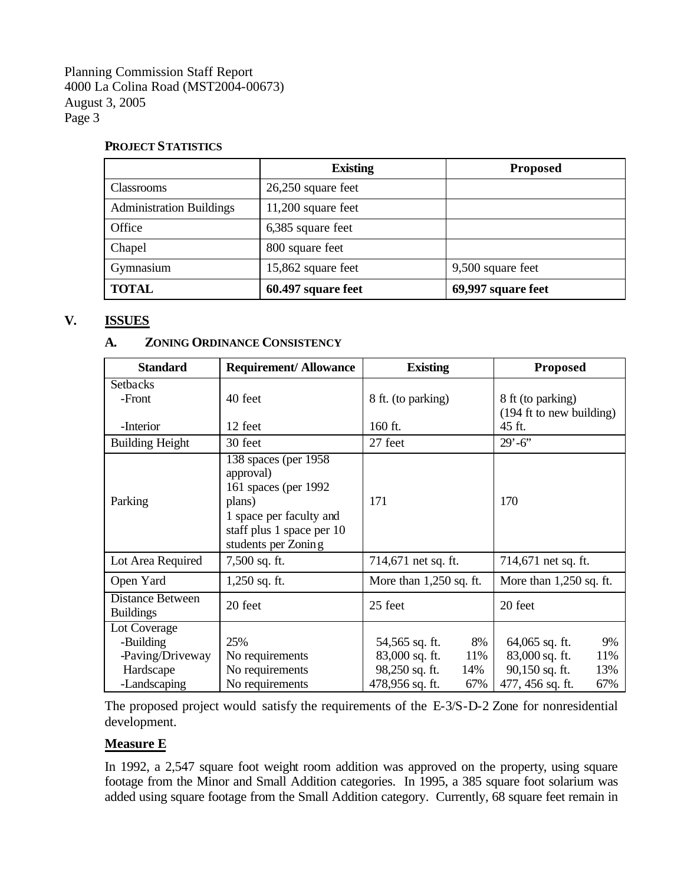**PROJECT STATISTICS**

| | Existing | Proposed |
|---|---|---|
| Classrooms | 26,250 square feet | |
| Administration Buildings | 11,200 square feet | |
| Office | 6,385 square feet | |
| Chapel | 800 square feet | |
| Gymnasium | 15,862 square feet | 9,500 square feet |
| **TOTAL** | **60.497 square feet** | **69,997 square feet** |

## V. ISSUES

### A. ZONING ORDINANCE CONSISTENCY

| Standard | Requirement/ Allowance | Existing | Proposed |
|---|---|---|---|
| Setbacks<br>-Front<br><br>-Interior | <br>40 feet<br><br>12 feet | <br>8 ft. (to parking)<br><br>160 ft. | <br>8 ft (to parking)<br>(194 ft to new building)<br>45 ft. |
| Building Height | 30 feet | 27 feet | 29'-6" |
| Parking | 138 spaces (per 1958 approval)<br>161 spaces (per 1992 plans)<br>1 space per faculty and staff plus 1 space per 10 students per Zoning | 171 | 170 |
| Lot Area Required | 7,500 sq. ft. | 714,671 net sq. ft. | 714,671 net sq. ft. |
| Open Yard | 1,250 sq. ft. | More than 1,250 sq. ft. | More than 1,250 sq. ft. |
| Distance Between Buildings | 20 feet | 25 feet | 20 feet |
| Lot Coverage<br>-Building<br>-Paving/Driveway<br>Hardscape<br>-Landscaping | <br>25%<br>No requirements<br>No requirements<br>No requirements | <br>54,565 sq. ft. 8%<br>83,000 sq. ft. 11%<br>98,250 sq. ft. 14%<br>478,956 sq. ft. 67% | <br>64,065 sq. ft. 9%<br>83,000 sq. ft. 11%<br>90,150 sq. ft. 13%<br>477, 456 sq. ft. 67% |

The proposed project would satisfy the requirements of the E-3/S-D-2 Zone for nonresidential development.

**Measure E**

In 1992, a 2,547 square foot weight room addition was approved on the property, using square footage from the Minor and Small Addition categories. In 1995, a 385 square foot solarium was added using square footage from the Small Addition category. Currently, 68 square feet remain in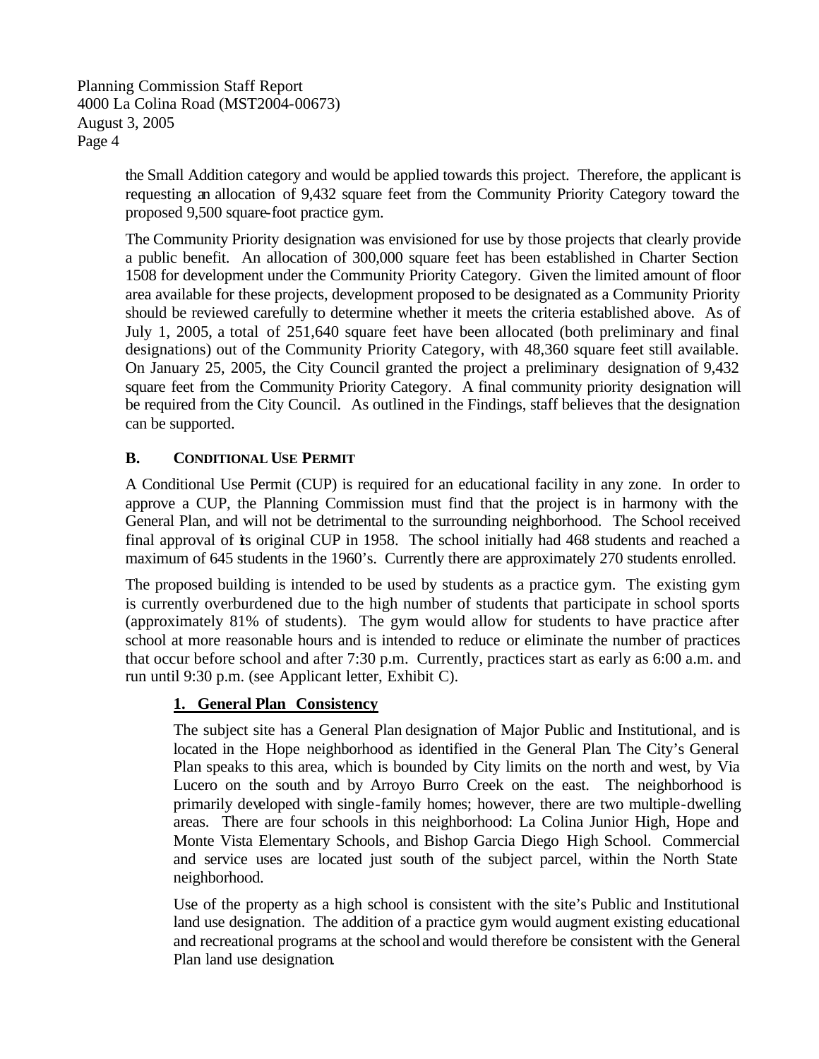the Small Addition category and would be applied towards this project. Therefore, the applicant is requesting an allocation of 9,432 square feet from the Community Priority Category toward the proposed 9,500 square-foot practice gym.

The Community Priority designation was envisioned for use by those projects that clearly provide a public benefit. An allocation of 300,000 square feet has been established in Charter Section 1508 for development under the Community Priority Category. Given the limited amount of floor area available for these projects, development proposed to be designated as a Community Priority should be reviewed carefully to determine whether it meets the criteria established above. As of July 1, 2005, a total of 251,640 square feet have been allocated (both preliminary and final designations) out of the Community Priority Category, with 48,360 square feet still available. On January 25, 2005, the City Council granted the project a preliminary designation of 9,432 square feet from the Community Priority Category. A final community priority designation will be required from the City Council. As outlined in the Findings, staff believes that the designation can be supported.

## B. CONDITIONAL USE PERMIT

A Conditional Use Permit (CUP) is required for an educational facility in any zone. In order to approve a CUP, the Planning Commission must find that the project is in harmony with the General Plan, and will not be detrimental to the surrounding neighborhood. The School received final approval of its original CUP in 1958. The school initially had 468 students and reached a maximum of 645 students in the 1960's. Currently there are approximately 270 students enrolled.

The proposed building is intended to be used by students as a practice gym. The existing gym is currently overburdened due to the high number of students that participate in school sports (approximately 81% of students). The gym would allow for students to have practice after school at more reasonable hours and is intended to reduce or eliminate the number of practices that occur before school and after 7:30 p.m. Currently, practices start as early as 6:00 a.m. and run until 9:30 p.m. (see Applicant letter, Exhibit C).

### 1. General Plan Consistency

The subject site has a General Plan designation of Major Public and Institutional, and is located in the Hope neighborhood as identified in the General Plan. The City's General Plan speaks to this area, which is bounded by City limits on the north and west, by Via Lucero on the south and by Arroyo Burro Creek on the east. The neighborhood is primarily developed with single-family homes; however, there are two multiple-dwelling areas. There are four schools in this neighborhood: La Colina Junior High, Hope and Monte Vista Elementary Schools, and Bishop Garcia Diego High School. Commercial and service uses are located just south of the subject parcel, within the North State neighborhood.

Use of the property as a high school is consistent with the site's Public and Institutional land use designation. The addition of a practice gym would augment existing educational and recreational programs at the school and would therefore be consistent with the General Plan land use designation.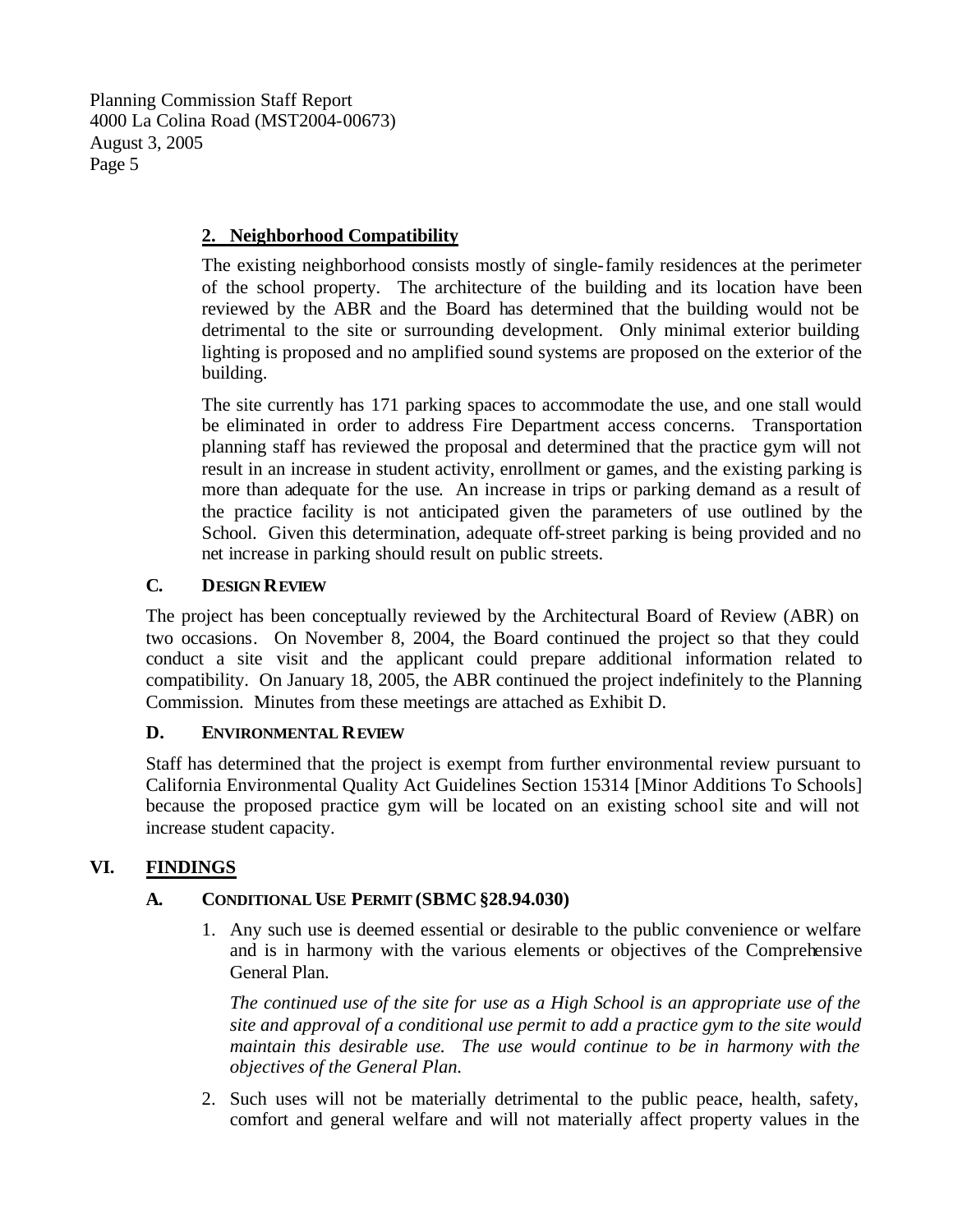### 2. Neighborhood Compatibility

The existing neighborhood consists mostly of single-family residences at the perimeter of the school property. The architecture of the building and its location have been reviewed by the ABR and the Board has determined that the building would not be detrimental to the site or surrounding development. Only minimal exterior building lighting is proposed and no amplified sound systems are proposed on the exterior of the building.

The site currently has 171 parking spaces to accommodate the use, and one stall would be eliminated in order to address Fire Department access concerns. Transportation planning staff has reviewed the proposal and determined that the practice gym will not result in an increase in student activity, enrollment or games, and the existing parking is more than adequate for the use. An increase in trips or parking demand as a result of the practice facility is not anticipated given the parameters of use outlined by the School. Given this determination, adequate off-street parking is being provided and no net increase in parking should result on public streets.

### C. DESIGN REVIEW

The project has been conceptually reviewed by the Architectural Board of Review (ABR) on two occasions. On November 8, 2004, the Board continued the project so that they could conduct a site visit and the applicant could prepare additional information related to compatibility. On January 18, 2005, the ABR continued the project indefinitely to the Planning Commission. Minutes from these meetings are attached as Exhibit D.

### D. ENVIRONMENTAL REVIEW

Staff has determined that the project is exempt from further environmental review pursuant to California Environmental Quality Act Guidelines Section 15314 [Minor Additions To Schools] because the proposed practice gym will be located on an existing school site and will not increase student capacity.

## VI. FINDINGS

### A. CONDITIONAL USE PERMIT (SBMC §28.94.030)

1. Any such use is deemed essential or desirable to the public convenience or welfare and is in harmony with the various elements or objectives of the Comprehensive General Plan.

   *The continued use of the site for use as a High School is an appropriate use of the site and approval of a conditional use permit to add a practice gym to the site would maintain this desirable use. The use would continue to be in harmony with the objectives of the General Plan.*

2. Such uses will not be materially detrimental to the public peace, health, safety, comfort and general welfare and will not materially affect property values in the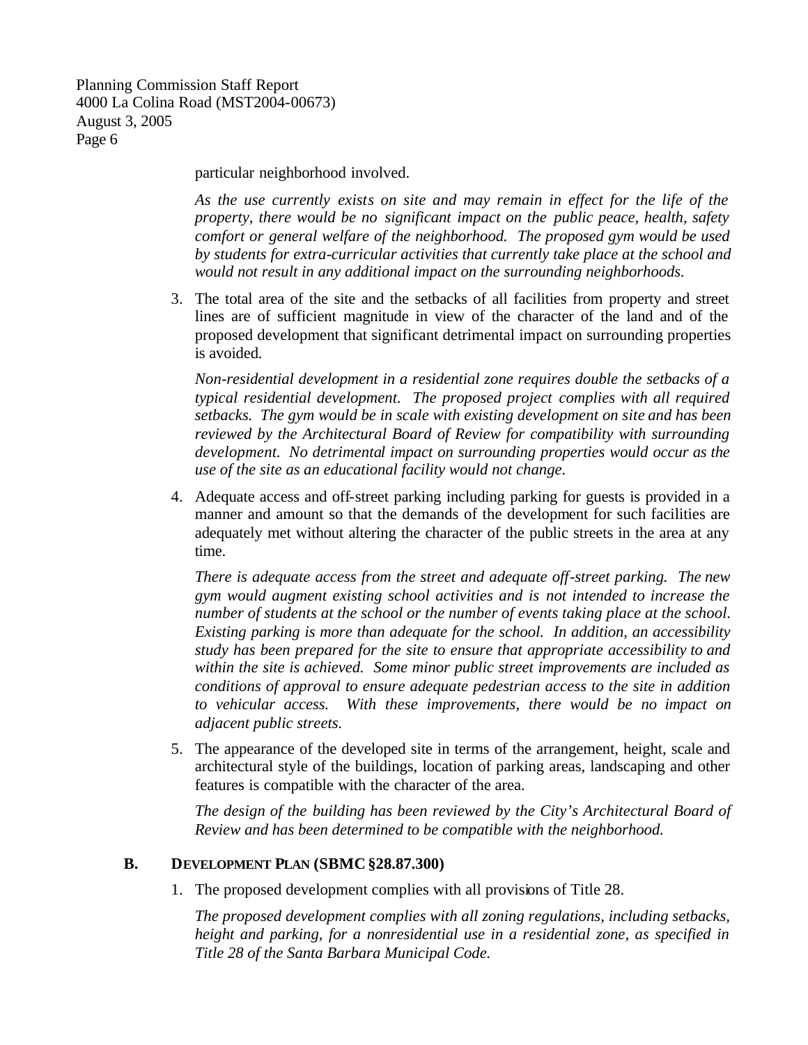particular neighborhood involved.

*As the use currently exists on site and may remain in effect for the life of the property, there would be no significant impact on the public peace, health, safety comfort or general welfare of the neighborhood. The proposed gym would be used by students for extra-curricular activities that currently take place at the school and would not result in any additional impact on the surrounding neighborhoods.*

3. The total area of the site and the setbacks of all facilities from property and street lines are of sufficient magnitude in view of the character of the land and of the proposed development that significant detrimental impact on surrounding properties is avoided.

   *Non-residential development in a residential zone requires double the setbacks of a typical residential development. The proposed project complies with all required setbacks. The gym would be in scale with existing development on site and has been reviewed by the Architectural Board of Review for compatibility with surrounding development. No detrimental impact on surrounding properties would occur as the use of the site as an educational facility would not change.*

4. Adequate access and off-street parking including parking for guests is provided in a manner and amount so that the demands of the development for such facilities are adequately met without altering the character of the public streets in the area at any time.

   *There is adequate access from the street and adequate off-street parking. The new gym would augment existing school activities and is not intended to increase the number of students at the school or the number of events taking place at the school. Existing parking is more than adequate for the school. In addition, an accessibility study has been prepared for the site to ensure that appropriate accessibility to and within the site is achieved. Some minor public street improvements are included as conditions of approval to ensure adequate pedestrian access to the site in addition to vehicular access. With these improvements, there would be no impact on adjacent public streets.*

5. The appearance of the developed site in terms of the arrangement, height, scale and architectural style of the buildings, location of parking areas, landscaping and other features is compatible with the character of the area.

   *The design of the building has been reviewed by the City's Architectural Board of Review and has been determined to be compatible with the neighborhood.*

## B. DEVELOPMENT PLAN (SBMC §28.87.300)

1. The proposed development complies with all provisions of Title 28.

   *The proposed development complies with all zoning regulations, including setbacks, height and parking, for a nonresidential use in a residential zone, as specified in Title 28 of the Santa Barbara Municipal Code.*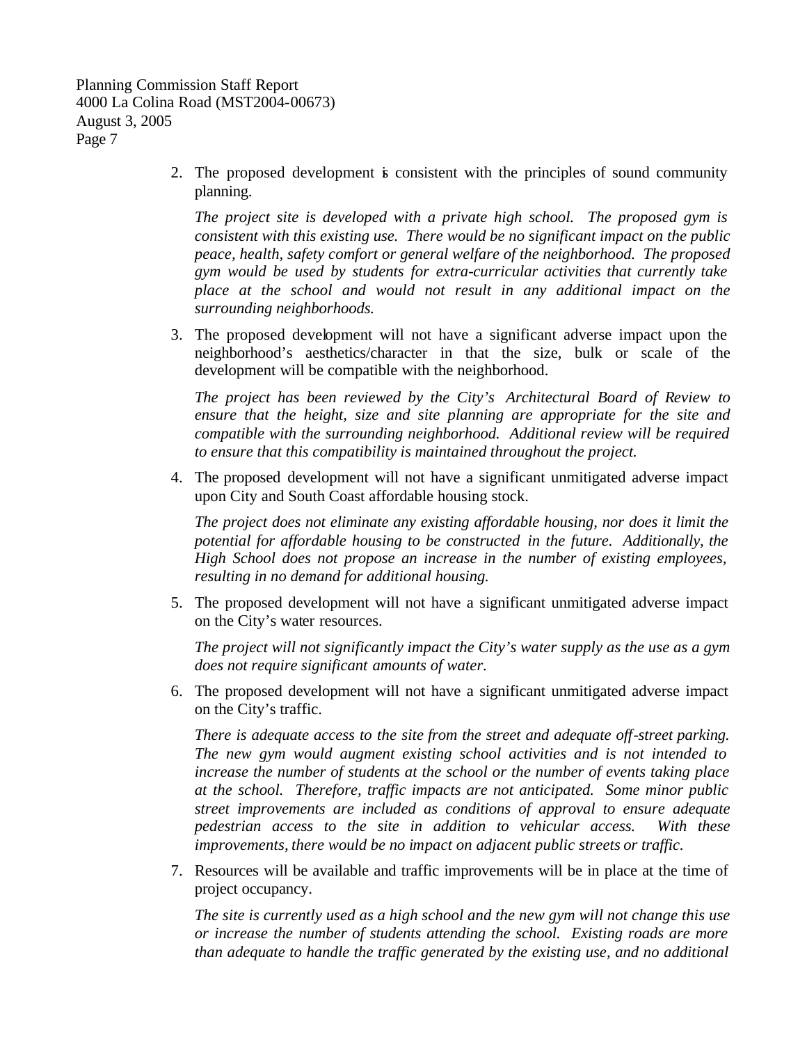2. The proposed development is consistent with the principles of sound community planning.

   *The project site is developed with a private high school. The proposed gym is consistent with this existing use. There would be no significant impact on the public peace, health, safety comfort or general welfare of the neighborhood. The proposed gym would be used by students for extra-curricular activities that currently take place at the school and would not result in any additional impact on the surrounding neighborhoods.*

3. The proposed development will not have a significant adverse impact upon the neighborhood's aesthetics/character in that the size, bulk or scale of the development will be compatible with the neighborhood.

   *The project has been reviewed by the City's Architectural Board of Review to ensure that the height, size and site planning are appropriate for the site and compatible with the surrounding neighborhood. Additional review will be required to ensure that this compatibility is maintained throughout the project.*

4. The proposed development will not have a significant unmitigated adverse impact upon City and South Coast affordable housing stock.

   *The project does not eliminate any existing affordable housing, nor does it limit the potential for affordable housing to be constructed in the future. Additionally, the High School does not propose an increase in the number of existing employees, resulting in no demand for additional housing.*

5. The proposed development will not have a significant unmitigated adverse impact on the City's water resources.

   *The project will not significantly impact the City's water supply as the use as a gym does not require significant amounts of water.*

6. The proposed development will not have a significant unmitigated adverse impact on the City's traffic.

   *There is adequate access to the site from the street and adequate off-street parking. The new gym would augment existing school activities and is not intended to increase the number of students at the school or the number of events taking place at the school. Therefore, traffic impacts are not anticipated. Some minor public street improvements are included as conditions of approval to ensure adequate pedestrian access to the site in addition to vehicular access. With these improvements, there would be no impact on adjacent public streets or traffic.*

7. Resources will be available and traffic improvements will be in place at the time of project occupancy.

   *The site is currently used as a high school and the new gym will not change this use or increase the number of students attending the school. Existing roads are more than adequate to handle the traffic generated by the existing use, and no additional*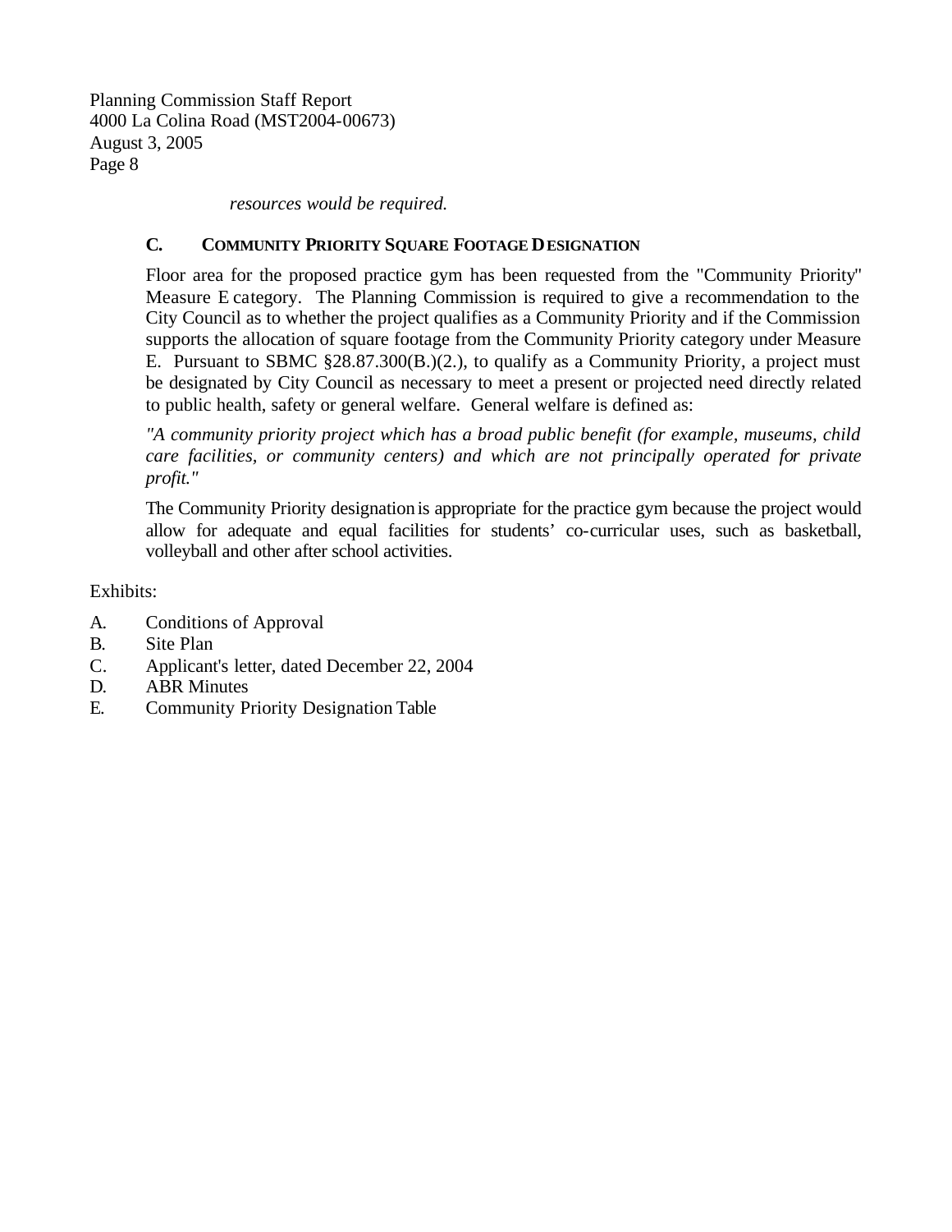*resources would be required.*

### C. COMMUNITY PRIORITY SQUARE FOOTAGE DESIGNATION

Floor area for the proposed practice gym has been requested from the "Community Priority" Measure E category. The Planning Commission is required to give a recommendation to the City Council as to whether the project qualifies as a Community Priority and if the Commission supports the allocation of square footage from the Community Priority category under Measure E. Pursuant to SBMC §28.87.300(B.)(2.), to qualify as a Community Priority, a project must be designated by City Council as necessary to meet a present or projected need directly related to public health, safety or general welfare. General welfare is defined as:

*"A community priority project which has a broad public benefit (for example, museums, child care facilities, or community centers) and which are not principally operated for private profit."*

The Community Priority designation is appropriate for the practice gym because the project would allow for adequate and equal facilities for students' co-curricular uses, such as basketball, volleyball and other after school activities.

Exhibits:

A. Conditions of Approval
B. Site Plan
C. Applicant's letter, dated December 22, 2004
D. ABR Minutes
E. Community Priority Designation Table